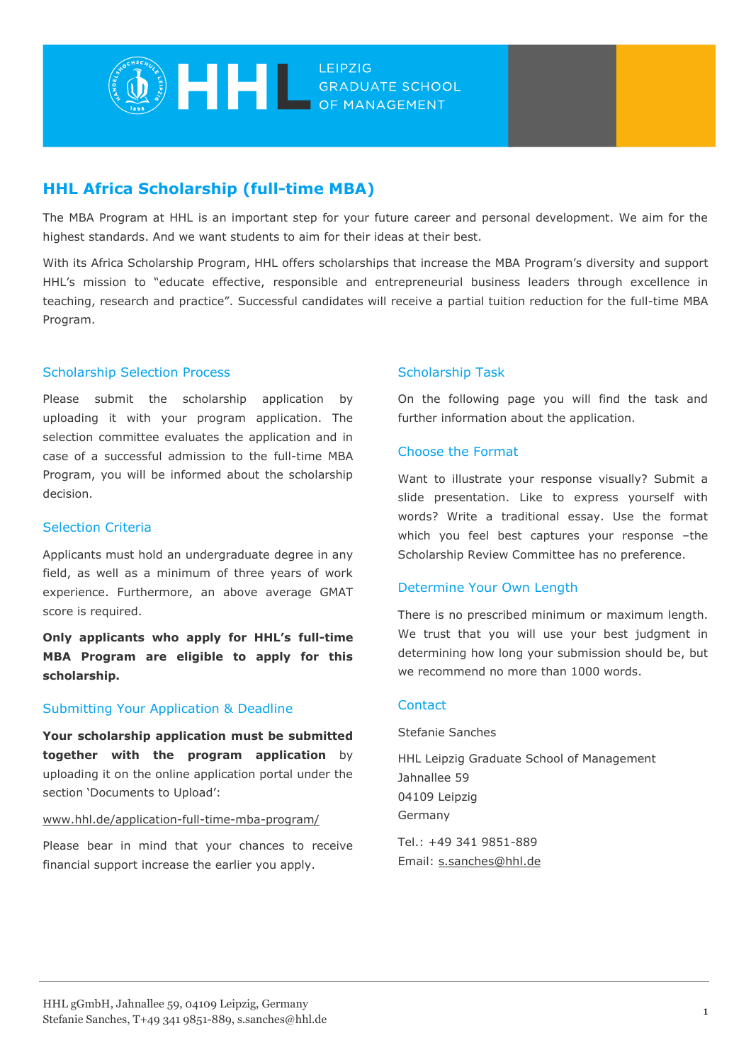# HHL Africa Scholarship (full-time MBA)

The MBA Program at HHL is an important step for your future career and personal development. We aim for the highest standards. And we want students to aim for their ideas at their best.

With its Africa Scholarship Program, HHL offers scholarships that increase the MBA Program's diversity and support HHL's mission to "educate effective, responsible and entrepreneurial business leaders through excellence in teaching, research and practice". Successful candidates will receive a partial tuition reduction for the full-time MBA Program.

## Scholarship Selection Process

Please submit the scholarship application by uploading it with your program application. The selection committee evaluates the application and in case of a successful admission to the full-time MBA Program, you will be informed about the scholarship decision.

## Selection Criteria

Applicants must hold an undergraduate degree in any field, as well as a minimum of three years of work experience. Furthermore, an above average GMAT score is required.

**Only applicants who apply for HHL's full-time MBA Program are eligible to apply for this scholarship.**

## Submitting Your Application & Deadline

**Your scholarship application must be submitted together with the program application** by uploading it on the online application portal under the section 'Documents to Upload':

www.hhl.de/application-full-time-mba-program/

Please bear in mind that your chances to receive financial support increase the earlier you apply.

## Scholarship Task

On the following page you will find the task and further information about the application.

## Choose the Format

Want to illustrate your response visually? Submit a slide presentation. Like to express yourself with words? Write a traditional essay. Use the format which you feel best captures your response –the Scholarship Review Committee has no preference.

## Determine Your Own Length

There is no prescribed minimum or maximum length. We trust that you will use your best judgment in determining how long your submission should be, but we recommend no more than 1000 words.

## Contact

Stefanie Sanches

HHL Leipzig Graduate School of Management
Jahnallee 59
04109 Leipzig
Germany

Tel.: +49 341 9851-889
Email: s.sanches@hhl.de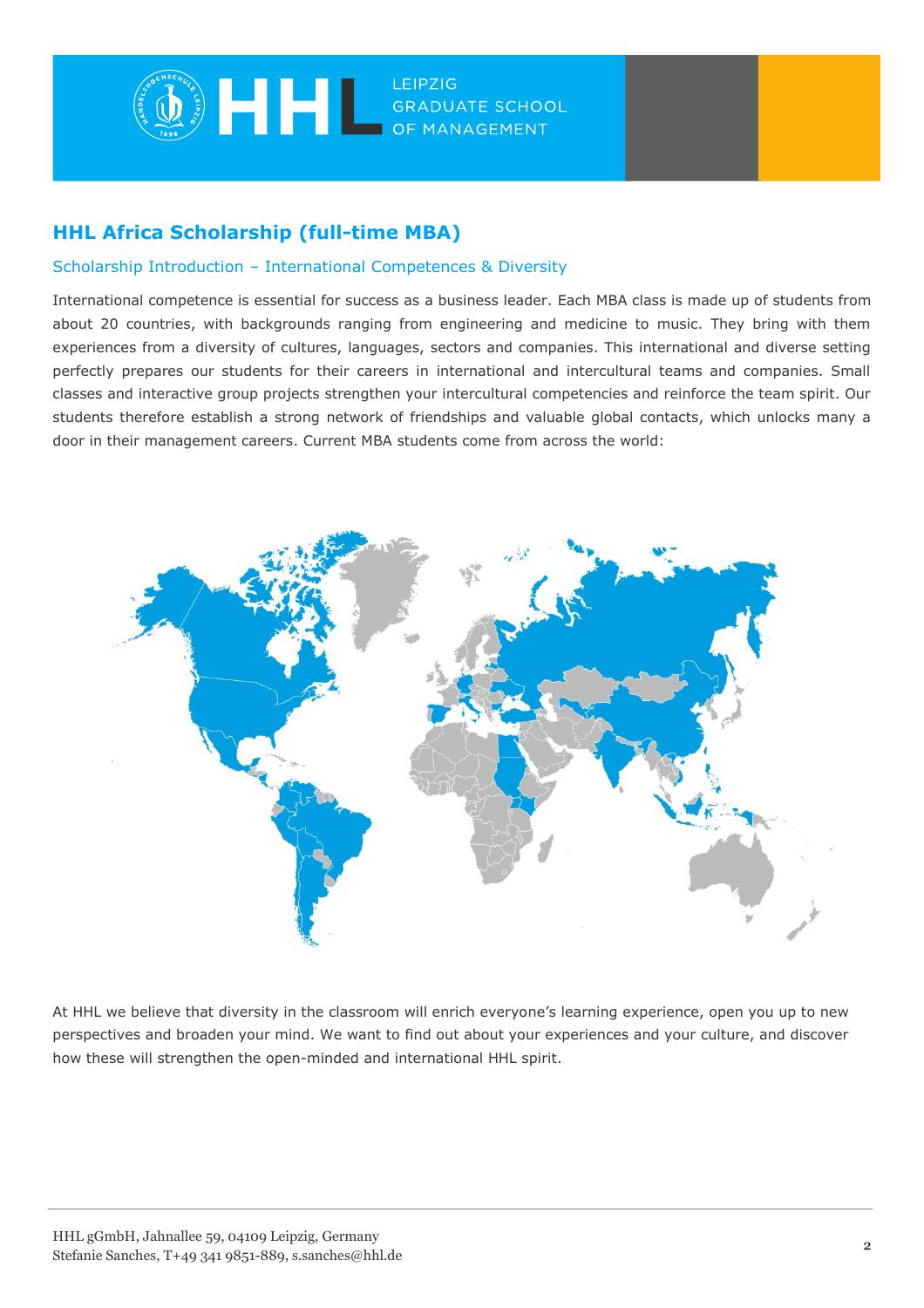## HHL Africa Scholarship (full-time MBA)

### Scholarship Introduction – International Competences & Diversity

International competence is essential for success as a business leader. Each MBA class is made up of students from about 20 countries, with backgrounds ranging from engineering and medicine to music. They bring with them experiences from a diversity of cultures, languages, sectors and companies. This international and diverse setting perfectly prepares our students for their careers in international and intercultural teams and companies. Small classes and interactive group projects strengthen your intercultural competencies and reinforce the team spirit. Our students therefore establish a strong network of friendships and valuable global contacts, which unlocks many a door in their management careers. Current MBA students come from across the world:

At HHL we believe that diversity in the classroom will enrich everyone's learning experience, open you up to new perspectives and broaden your mind. We want to find out about your experiences and your culture, and discover how these will strengthen the open-minded and international HHL spirit.

HHL gGmbH, Jahnallee 59, 04109 Leipzig, Germany
Stefanie Sanches, T+49 341 9851-889, s.sanches@hhl.de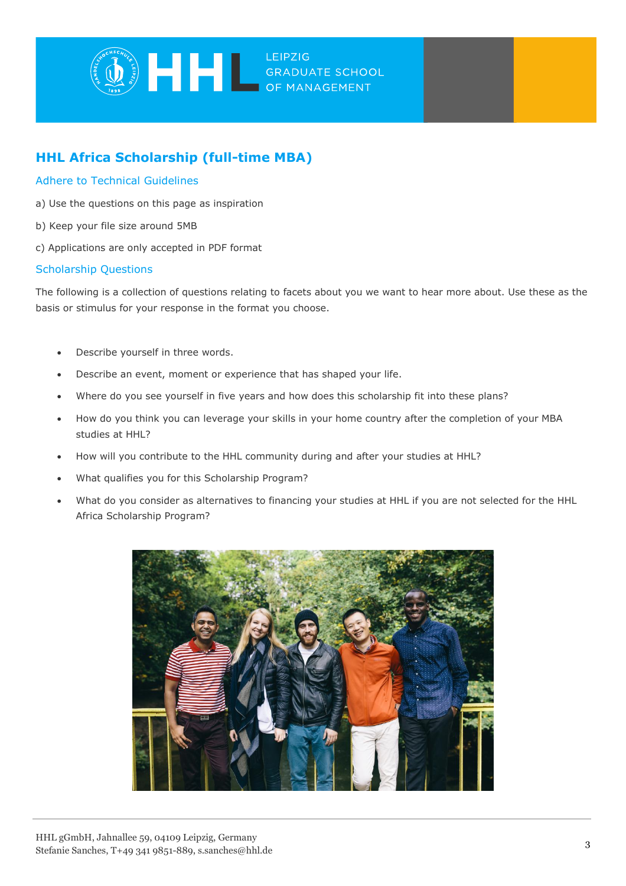## HHL Africa Scholarship (full-time MBA)

### Adhere to Technical Guidelines

a) Use the questions on this page as inspiration

b) Keep your file size around 5MB

c) Applications are only accepted in PDF format

### Scholarship Questions

The following is a collection of questions relating to facets about you we want to hear more about. Use these as the basis or stimulus for your response in the format you choose.

- Describe yourself in three words.
- Describe an event, moment or experience that has shaped your life.
- Where do you see yourself in five years and how does this scholarship fit into these plans?
- How do you think you can leverage your skills in your home country after the completion of your MBA studies at HHL?
- How will you contribute to the HHL community during and after your studies at HHL?
- What qualifies you for this Scholarship Program?
- What do you consider as alternatives to financing your studies at HHL if you are not selected for the HHL Africa Scholarship Program?